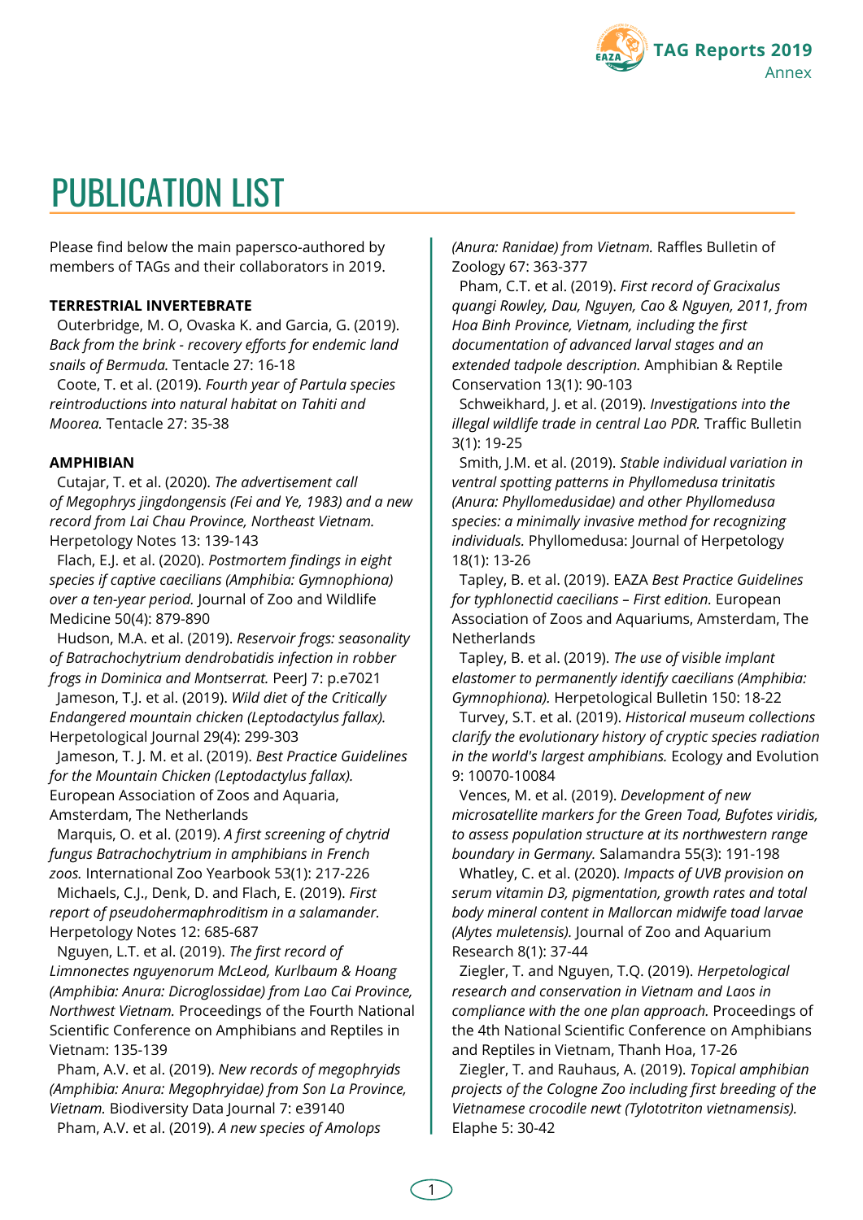# PUBLICATION LIST

Please find below the main papersco-authored by members of TAGs and their collaborators in 2019.

**TERRESTRIAL INVERTEBRATE**

Outerbridge, M. O, Ovaska K. and Garcia, G. (2019). *Back from the brink - recovery efforts for endemic land snails of Bermuda.* Tentacle 27: 16-18

Coote, T. et al. (2019). *Fourth year of Partula species reintroductions into natural habitat on Tahiti and Moorea.* Tentacle 27: 35-38

**AMPHIBIAN**

Cutajar, T. et al. (2020). *The advertisement call of Megophrys jingdongensis (Fei and Ye, 1983) and a new record from Lai Chau Province, Northeast Vietnam.* Herpetology Notes 13: 139-143

Flach, E.J. et al. (2020). *Postmortem findings in eight species if captive caecilians (Amphibia: Gymnophiona) over a ten-year period.* Journal of Zoo and Wildlife Medicine 50(4): 879-890

Hudson, M.A. et al. (2019). *Reservoir frogs: seasonality of Batrachochytrium dendrobatidis infection in robber frogs in Dominica and Montserrat.* PeerJ 7: p.e7021

Jameson, T.J. et al. (2019). *Wild diet of the Critically Endangered mountain chicken (Leptodactylus fallax).* Herpetological Journal 29(4): 299-303

Jameson, T. J. M. et al. (2019). *Best Practice Guidelines for the Mountain Chicken (Leptodactylus fallax).* European Association of Zoos and Aquaria, Amsterdam, The Netherlands

Marquis, O. et al. (2019). *A first screening of chytrid fungus Batrachochytrium in amphibians in French zoos.* International Zoo Yearbook 53(1): 217-226

Michaels, C.J., Denk, D. and Flach, E. (2019). *First report of pseudohermaphroditism in a salamander.* Herpetology Notes 12: 685-687

Nguyen, L.T. et al. (2019). *The first record of Limnonectes nguyenorum McLeod, Kurlbaum & Hoang (Amphibia: Anura: Dicroglossidae) from Lao Cai Province, Northwest Vietnam.* Proceedings of the Fourth National Scientific Conference on Amphibians and Reptiles in Vietnam: 135-139

Pham, A.V. et al. (2019). *New records of megophryids (Amphibia: Anura: Megophryidae) from Son La Province, Vietnam.* Biodiversity Data Journal 7: e39140

Pham, A.V. et al. (2019). *A new species of Amolops (Anura: Ranidae) from Vietnam.* Raffles Bulletin of Zoology 67: 363-377

Pham, C.T. et al. (2019). *First record of Gracixalus quangi Rowley, Dau, Nguyen, Cao & Nguyen, 2011, from Hoa Binh Province, Vietnam, including the first documentation of advanced larval stages and an extended tadpole description.* Amphibian & Reptile Conservation 13(1): 90-103

Schweikhard, J. et al. (2019). *Investigations into the illegal wildlife trade in central Lao PDR.* Traffic Bulletin 3(1): 19-25

Smith, J.M. et al. (2019). *Stable individual variation in ventral spotting patterns in Phyllomedusa trinitatis (Anura: Phyllomedusidae) and other Phyllomedusa species: a minimally invasive method for recognizing individuals.* Phyllomedusa: Journal of Herpetology 18(1): 13-26

Tapley, B. et al. (2019). EAZA *Best Practice Guidelines for typhlonectid caecilians – First edition.* European Association of Zoos and Aquariums, Amsterdam, The Netherlands

Tapley, B. et al. (2019). *The use of visible implant elastomer to permanently identify caecilians (Amphibia: Gymnophiona).* Herpetological Bulletin 150: 18-22

Turvey, S.T. et al. (2019). *Historical museum collections clarify the evolutionary history of cryptic species radiation in the world's largest amphibians.* Ecology and Evolution 9: 10070-10084

Vences, M. et al. (2019). *Development of new microsatellite markers for the Green Toad, Bufotes viridis, to assess population structure at its northwestern range boundary in Germany.* Salamandra 55(3): 191-198

Whatley, C. et al. (2020). *Impacts of UVB provision on serum vitamin D3, pigmentation, growth rates and total body mineral content in Mallorcan midwife toad larvae (Alytes muletensis).* Journal of Zoo and Aquarium Research 8(1): 37-44

Ziegler, T. and Nguyen, T.Q. (2019). *Herpetological research and conservation in Vietnam and Laos in compliance with the one plan approach.* Proceedings of the 4th National Scientific Conference on Amphibians and Reptiles in Vietnam, Thanh Hoa, 17-26

Ziegler, T. and Rauhaus, A. (2019). *Topical amphibian projects of the Cologne Zoo including first breeding of the Vietnamese crocodile newt (Tylototriton vietnamensis).* Elaphe 5: 30-42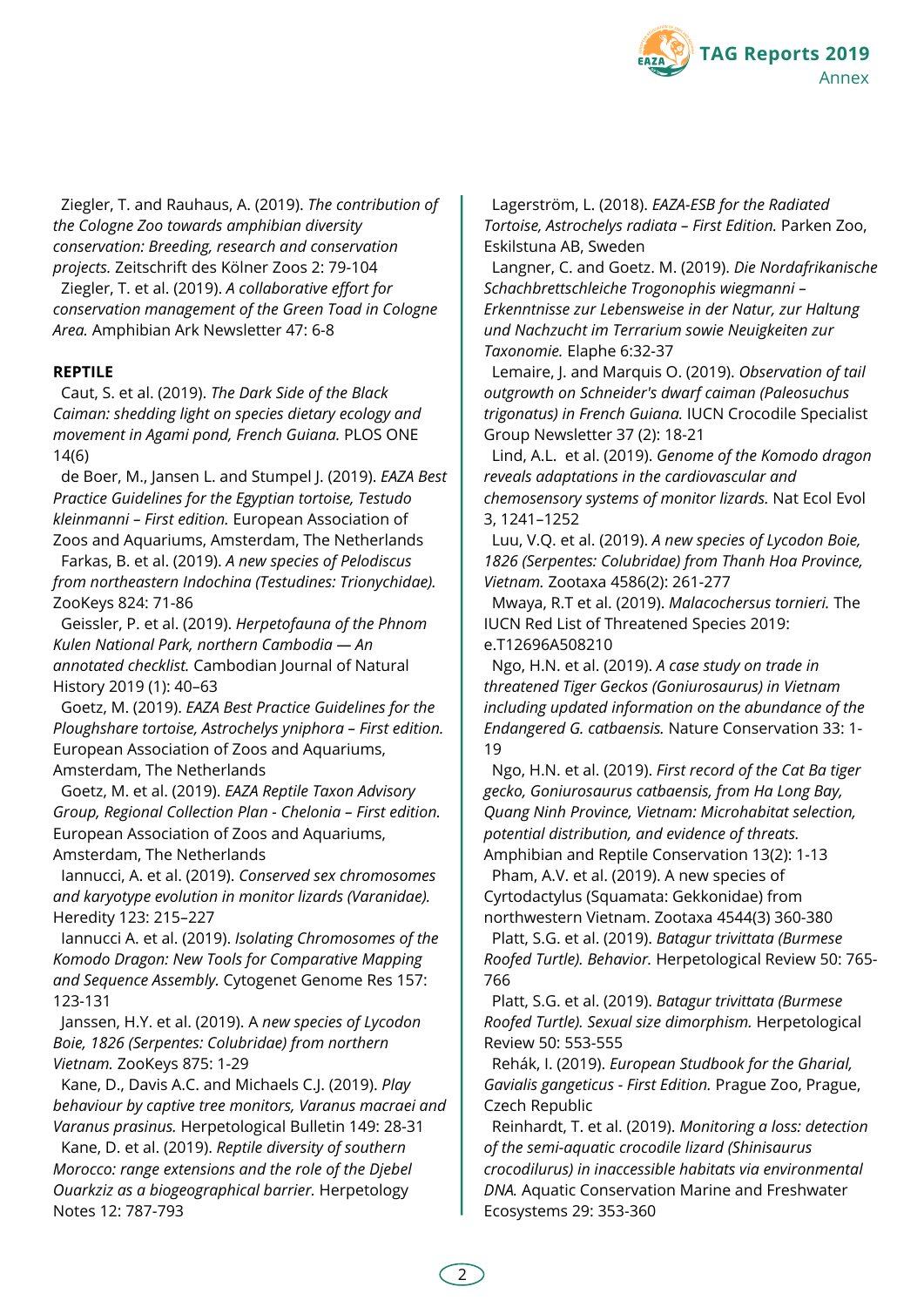Ziegler, T. and Rauhaus, A. (2019). *The contribution of the Cologne Zoo towards amphibian diversity conservation: Breeding, research and conservation projects.* Zeitschrift des Kölner Zoos 2: 79-104

Ziegler, T. et al. (2019). *A collaborative effort for conservation management of the Green Toad in Cologne Area.* Amphibian Ark Newsletter 47: 6-8

**REPTILE**

Caut, S. et al. (2019). *The Dark Side of the Black Caiman: shedding light on species dietary ecology and movement in Agami pond, French Guiana.* PLOS ONE 14(6)

de Boer, M., Jansen L. and Stumpel J. (2019). *EAZA Best Practice Guidelines for the Egyptian tortoise, Testudo kleinmanni – First edition.* European Association of Zoos and Aquariums, Amsterdam, The Netherlands

Farkas, B. et al. (2019). *A new species of Pelodiscus from northeastern Indochina (Testudines: Trionychidae).* ZooKeys 824: 71-86

Geissler, P. et al. (2019). *Herpetofauna of the Phnom Kulen National Park, northern Cambodia — An annotated checklist.* Cambodian Journal of Natural History 2019 (1): 40–63

Goetz, M. (2019). *EAZA Best Practice Guidelines for the Ploughshare tortoise, Astrochelys yniphora – First edition.* European Association of Zoos and Aquariums, Amsterdam, The Netherlands

Goetz, M. et al. (2019). *EAZA Reptile Taxon Advisory Group, Regional Collection Plan - Chelonia – First edition.* European Association of Zoos and Aquariums, Amsterdam, The Netherlands

Iannucci, A. et al. (2019). *Conserved sex chromosomes and karyotype evolution in monitor lizards (Varanidae).* Heredity 123: 215–227

Iannucci A. et al. (2019). *Isolating Chromosomes of the Komodo Dragon: New Tools for Comparative Mapping and Sequence Assembly.* Cytogenet Genome Res 157: 123-131

Janssen, H.Y. et al. (2019). A *new species of Lycodon Boie, 1826 (Serpentes: Colubridae) from northern Vietnam.* ZooKeys 875: 1-29

Kane, D., Davis A.C. and Michaels C.J. (2019). *Play behaviour by captive tree monitors, Varanus macraei and Varanus prasinus.* Herpetological Bulletin 149: 28-31

Kane, D. et al. (2019). *Reptile diversity of southern Morocco: range extensions and the role of the Djebel Ouarkziz as a biogeographical barrier.* Herpetology Notes 12: 787-793

Lagerström, L. (2018). *EAZA-ESB for the Radiated Tortoise, Astrochelys radiata – First Edition.* Parken Zoo, Eskilstuna AB, Sweden

Langner, C. and Goetz. M. (2019). *Die Nordafrikanische Schachbrettschleiche Trogonophis wiegmanni – Erkenntnisse zur Lebensweise in der Natur, zur Haltung und Nachzucht im Terrarium sowie Neuigkeiten zur Taxonomie.* Elaphe 6:32-37

Lemaire, J. and Marquis O. (2019). *Observation of tail outgrowth on Schneider's dwarf caiman (Paleosuchus trigonatus) in French Guiana.* IUCN Crocodile Specialist Group Newsletter 37 (2): 18-21

Lind, A.L. et al. (2019). *Genome of the Komodo dragon reveals adaptations in the cardiovascular and chemosensory systems of monitor lizards.* Nat Ecol Evol 3, 1241–1252

Luu, V.Q. et al. (2019). *A new species of Lycodon Boie, 1826 (Serpentes: Colubridae) from Thanh Hoa Province, Vietnam.* Zootaxa 4586(2): 261-277

Mwaya, R.T et al. (2019). *Malacochersus tornieri.* The IUCN Red List of Threatened Species 2019: e.T12696A508210

Ngo, H.N. et al. (2019). *A case study on trade in threatened Tiger Geckos (Goniurosaurus) in Vietnam including updated information on the abundance of the Endangered G. catbaensis.* Nature Conservation 33: 1-19

Ngo, H.N. et al. (2019). *First record of the Cat Ba tiger gecko, Goniurosaurus catbaensis, from Ha Long Bay, Quang Ninh Province, Vietnam: Microhabitat selection, potential distribution, and evidence of threats.* Amphibian and Reptile Conservation 13(2): 1-13

Pham, A.V. et al. (2019). A new species of Cyrtodactylus (Squamata: Gekkonidae) from northwestern Vietnam. Zootaxa 4544(3) 360-380

Platt, S.G. et al. (2019). *Batagur trivittata (Burmese Roofed Turtle). Behavior.* Herpetological Review 50: 765-766

Platt, S.G. et al. (2019). *Batagur trivittata (Burmese Roofed Turtle). Sexual size dimorphism.* Herpetological Review 50: 553-555

Rehák, I. (2019). *European Studbook for the Gharial, Gavialis gangeticus - First Edition.* Prague Zoo, Prague, Czech Republic

Reinhardt, T. et al. (2019). *Monitoring a loss: detection of the semi-aquatic crocodile lizard (Shinisaurus crocodilurus) in inaccessible habitats via environmental DNA.* Aquatic Conservation Marine and Freshwater Ecosystems 29: 353-360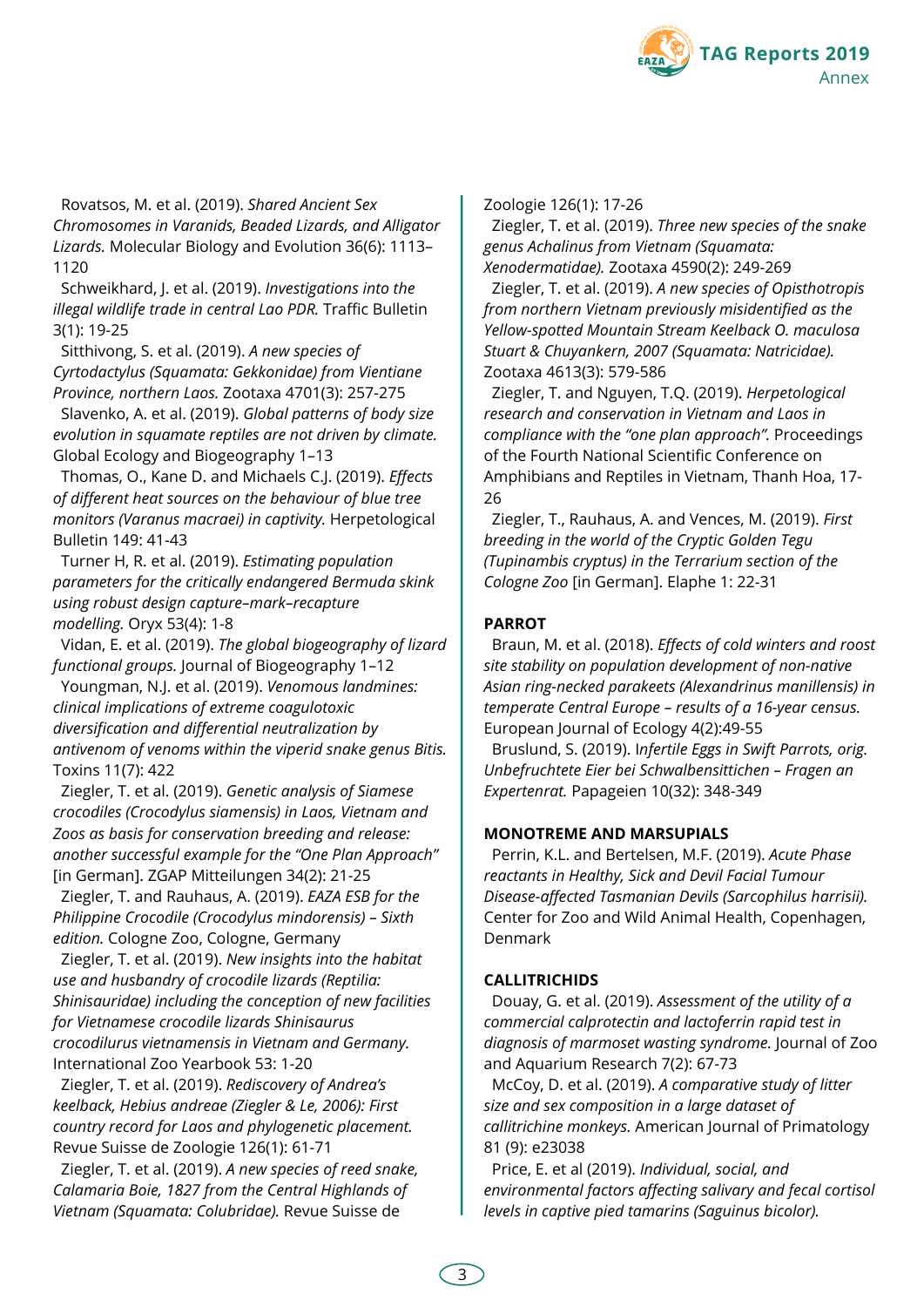Rovatsos, M. et al. (2019). *Shared Ancient Sex Chromosomes in Varanids, Beaded Lizards, and Alligator Lizards.* Molecular Biology and Evolution 36(6): 1113–1120

Schweikhard, J. et al. (2019). *Investigations into the illegal wildlife trade in central Lao PDR.* Traffic Bulletin 3(1): 19-25

Sitthivong, S. et al. (2019). *A new species of Cyrtodactylus (Squamata: Gekkonidae) from Vientiane Province, northern Laos.* Zootaxa 4701(3): 257-275

Slavenko, A. et al. (2019). *Global patterns of body size evolution in squamate reptiles are not driven by climate.* Global Ecology and Biogeography 1–13

Thomas, O., Kane D. and Michaels C.J. (2019). *Effects of different heat sources on the behaviour of blue tree monitors (Varanus macraei) in captivity.* Herpetological Bulletin 149: 41-43

Turner H, R. et al. (2019). *Estimating population parameters for the critically endangered Bermuda skink using robust design capture–mark–recapture modelling.* Oryx 53(4): 1-8

Vidan, E. et al. (2019). *The global biogeography of lizard functional groups.* Journal of Biogeography 1–12

Youngman, N.J. et al. (2019). *Venomous landmines: clinical implications of extreme coagulotoxic diversification and differential neutralization by antivenom of venoms within the viperid snake genus Bitis.* Toxins 11(7): 422

Ziegler, T. et al. (2019). *Genetic analysis of Siamese crocodiles (Crocodylus siamensis) in Laos, Vietnam and Zoos as basis for conservation breeding and release: another successful example for the "One Plan Approach"* [in German]. ZGAP Mitteilungen 34(2): 21-25

Ziegler, T. and Rauhaus, A. (2019). *EAZA ESB for the Philippine Crocodile (Crocodylus mindorensis) – Sixth edition.* Cologne Zoo, Cologne, Germany

Ziegler, T. et al. (2019). *New insights into the habitat use and husbandry of crocodile lizards (Reptilia: Shinisauridae) including the conception of new facilities for Vietnamese crocodile lizards Shinisaurus crocodilurus vietnamensis in Vietnam and Germany.* International Zoo Yearbook 53: 1-20

Ziegler, T. et al. (2019). *Rediscovery of Andrea's keelback, Hebius andreae (Ziegler & Le, 2006): First country record for Laos and phylogenetic placement.* Revue Suisse de Zoologie 126(1): 61-71

Ziegler, T. et al. (2019). *A new species of reed snake, Calamaria Boie, 1827 from the Central Highlands of Vietnam (Squamata: Colubridae).* Revue Suisse de Zoologie 126(1): 17-26

Ziegler, T. et al. (2019). *Three new species of the snake genus Achalinus from Vietnam (Squamata: Xenodermatidae).* Zootaxa 4590(2): 249-269

Ziegler, T. et al. (2019). *A new species of Opisthotropis from northern Vietnam previously misidentified as the Yellow-spotted Mountain Stream Keelback O. maculosa Stuart & Chuyankern, 2007 (Squamata: Natricidae).* Zootaxa 4613(3): 579-586

Ziegler, T. and Nguyen, T.Q. (2019). *Herpetological research and conservation in Vietnam and Laos in compliance with the "one plan approach".* Proceedings of the Fourth National Scientific Conference on Amphibians and Reptiles in Vietnam, Thanh Hoa, 17-26

Ziegler, T., Rauhaus, A. and Vences, M. (2019). *First breeding in the world of the Cryptic Golden Tegu (Tupinambis cryptus) in the Terrarium section of the Cologne Zoo* [in German]. Elaphe 1: 22-31

**PARROT**

Braun, M. et al. (2018). *Effects of cold winters and roost site stability on population development of non-native Asian ring-necked parakeets (Alexandrinus manillensis) in temperate Central Europe – results of a 16-year census.* European Journal of Ecology 4(2):49-55

Bruslund, S. (2019). I*nfertile Eggs in Swift Parrots, orig. Unbefruchtete Eier bei Schwalbensittichen – Fragen an Expertenrat.* Papageien 10(32): 348-349

**MONOTREME AND MARSUPIALS**

Perrin, K.L. and Bertelsen, M.F. (2019). *Acute Phase reactants in Healthy, Sick and Devil Facial Tumour Disease-affected Tasmanian Devils (Sarcophilus harrisii).* Center for Zoo and Wild Animal Health, Copenhagen, Denmark

**CALLITRICHIDS**

Douay, G. et al. (2019). *Assessment of the utility of a commercial calprotectin and lactoferrin rapid test in diagnosis of marmoset wasting syndrome.* Journal of Zoo and Aquarium Research 7(2): 67-73

McCoy, D. et al. (2019). *A comparative study of litter size and sex composition in a large dataset of callitrichine monkeys.* American Journal of Primatology 81 (9): e23038

Price, E. et al (2019). *Individual, social, and environmental factors affecting salivary and fecal cortisol levels in captive pied tamarins (Saguinus bicolor).*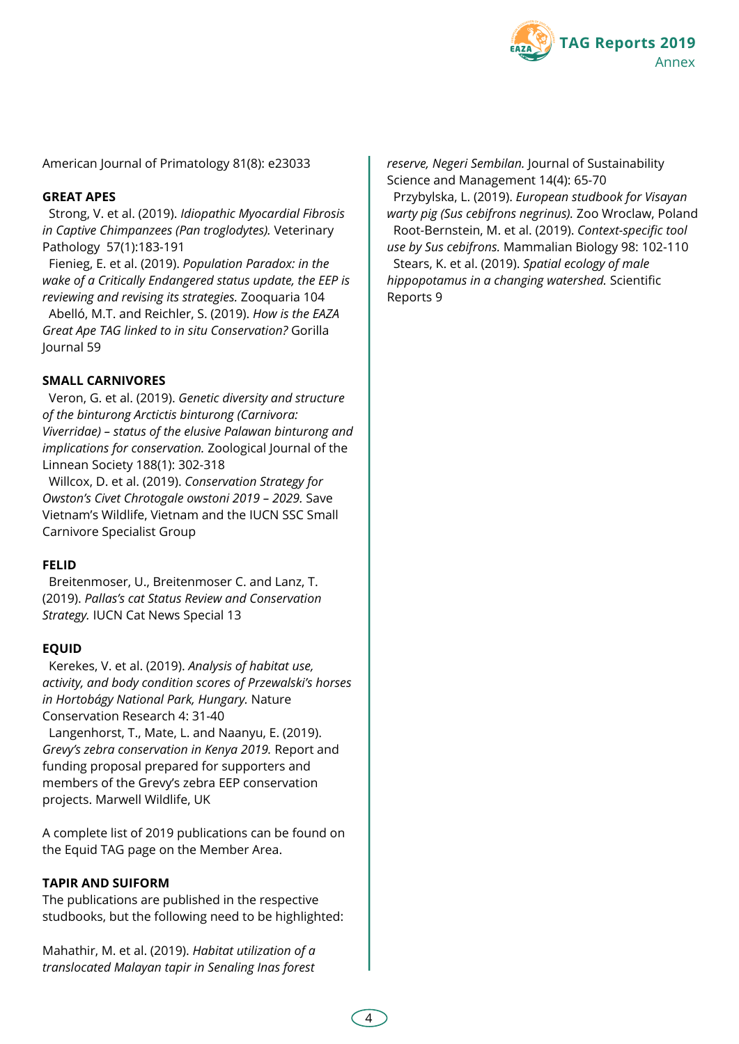American Journal of Primatology 81(8): e23033

**GREAT APES**

Strong, V. et al. (2019). *Idiopathic Myocardial Fibrosis in Captive Chimpanzees (Pan troglodytes).* Veterinary Pathology 57(1):183-191

Fienieg, E. et al. (2019). *Population Paradox: in the wake of a Critically Endangered status update, the EEP is reviewing and revising its strategies.* Zooquaria 104

Abelló, M.T. and Reichler, S. (2019). *How is the EAZA Great Ape TAG linked to in situ Conservation?* Gorilla Journal 59

**SMALL CARNIVORES**

Veron, G. et al. (2019). *Genetic diversity and structure of the binturong Arctictis binturong (Carnivora: Viverridae) – status of the elusive Palawan binturong and implications for conservation.* Zoological Journal of the Linnean Society 188(1): 302-318

Willcox, D. et al. (2019). *Conservation Strategy for Owston's Civet Chrotogale owstoni 2019 – 2029.* Save Vietnam's Wildlife, Vietnam and the IUCN SSC Small Carnivore Specialist Group

**FELID**

Breitenmoser, U., Breitenmoser C. and Lanz, T. (2019). *Pallas's cat Status Review and Conservation Strategy.* IUCN Cat News Special 13

**EQUID**

Kerekes, V. et al. (2019). *Analysis of habitat use, activity, and body condition scores of Przewalski's horses in Hortobágy National Park, Hungary.* Nature Conservation Research 4: 31-40

Langenhorst, T., Mate, L. and Naanyu, E. (2019). *Grevy's zebra conservation in Kenya 2019.* Report and funding proposal prepared for supporters and members of the Grevy's zebra EEP conservation projects. Marwell Wildlife, UK

A complete list of 2019 publications can be found on the Equid TAG page on the Member Area.

**TAPIR AND SUIFORM**

The publications are published in the respective studbooks, but the following need to be highlighted:

Mahathir, M. et al. (2019). *Habitat utilization of a translocated Malayan tapir in Senaling Inas forest reserve, Negeri Sembilan.* Journal of Sustainability Science and Management 14(4): 65-70

Przybylska, L. (2019). *European studbook for Visayan warty pig (Sus cebifrons negrinus).* Zoo Wroclaw, Poland

Root-Bernstein, M. et al. (2019). *Context-specific tool use by Sus cebifrons.* Mammalian Biology 98: 102-110

Stears, K. et al. (2019). *Spatial ecology of male hippopotamus in a changing watershed.* Scientific Reports 9